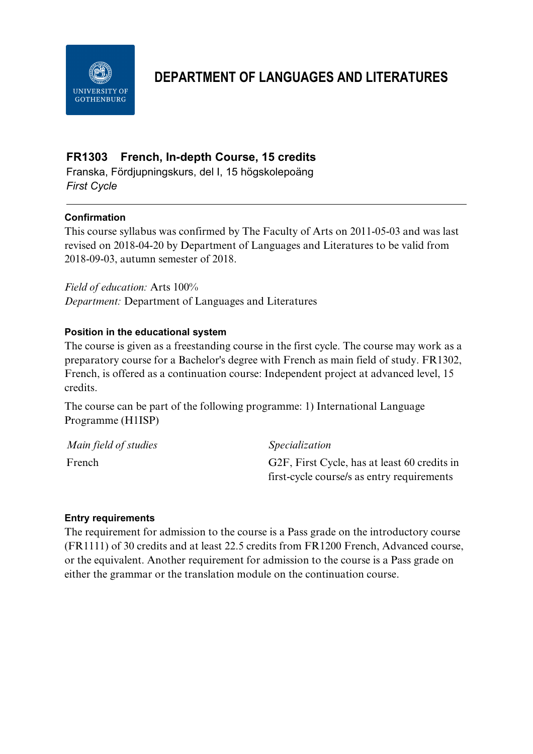# DEPARTMENT OF LANGUAGES AND LITERATURES

## FR1303 French, In-depth Course, 15 credits

Franska, Fördjupningskurs, del I, 15 högskolepoäng

*First Cycle*

---

### Confirmation

This course syllabus was confirmed by The Faculty of Arts on 2011-05-03 and was last revised on 2018-04-20 by Department of Languages and Literatures to be valid from 2018-09-03, autumn semester of 2018.

*Field of education:* Arts 100%

*Department:* Department of Languages and Literatures

### Position in the educational system

The course is given as a freestanding course in the first cycle. The course may work as a preparatory course for a Bachelor's degree with French as main field of study. FR1302, French, is offered as a continuation course: Independent project at advanced level, 15 credits.

The course can be part of the following programme: 1) International Language Programme (H1ISP)

| *Main field of studies* | *Specialization* |
|---|---|
| French | G2F, First Cycle, has at least 60 credits in first-cycle course/s as entry requirements |

### Entry requirements

The requirement for admission to the course is a Pass grade on the introductory course (FR1111) of 30 credits and at least 22.5 credits from FR1200 French, Advanced course, or the equivalent. Another requirement for admission to the course is a Pass grade on either the grammar or the translation module on the continuation course.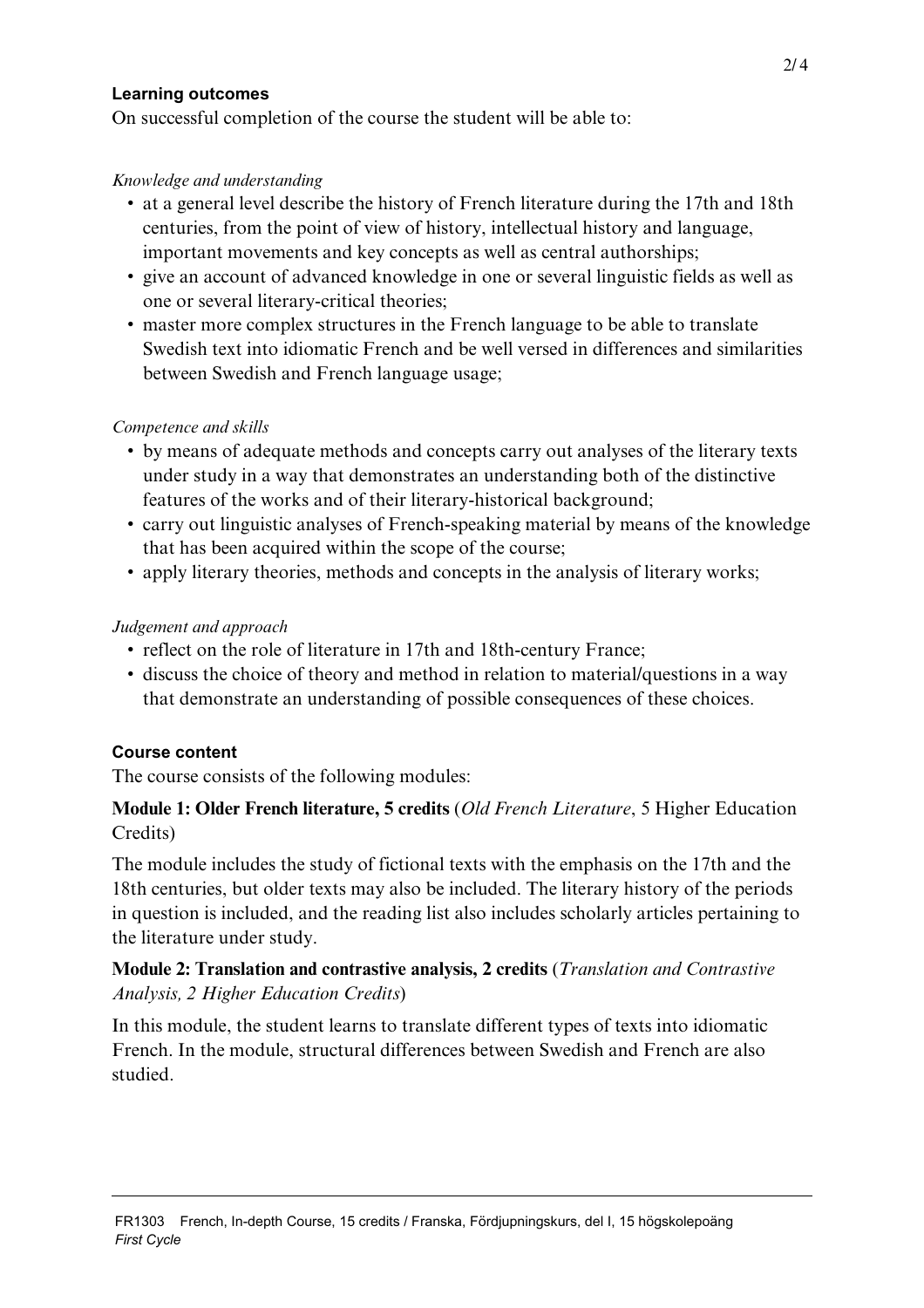### Learning outcomes

On successful completion of the course the student will be able to:

*Knowledge and understanding*

- at a general level describe the history of French literature during the 17th and 18th centuries, from the point of view of history, intellectual history and language, important movements and key concepts as well as central authorships;
- give an account of advanced knowledge in one or several linguistic fields as well as one or several literary-critical theories;
- master more complex structures in the French language to be able to translate Swedish text into idiomatic French and be well versed in differences and similarities between Swedish and French language usage;

*Competence and skills*

- by means of adequate methods and concepts carry out analyses of the literary texts under study in a way that demonstrates an understanding both of the distinctive features of the works and of their literary-historical background;
- carry out linguistic analyses of French-speaking material by means of the knowledge that has been acquired within the scope of the course;
- apply literary theories, methods and concepts in the analysis of literary works;

*Judgement and approach*

- reflect on the role of literature in 17th and 18th-century France;
- discuss the choice of theory and method in relation to material/questions in a way that demonstrate an understanding of possible consequences of these choices.

### Course content

The course consists of the following modules:

**Module 1: Older French literature, 5 credits** (*Old French Literature*, 5 Higher Education Credits)

The module includes the study of fictional texts with the emphasis on the 17th and the 18th centuries, but older texts may also be included. The literary history of the periods in question is included, and the reading list also includes scholarly articles pertaining to the literature under study.

**Module 2: Translation and contrastive analysis, 2 credits** (*Translation and Contrastive Analysis, 2 Higher Education Credits*)

In this module, the student learns to translate different types of texts into idiomatic French. In the module, structural differences between Swedish and French are also studied.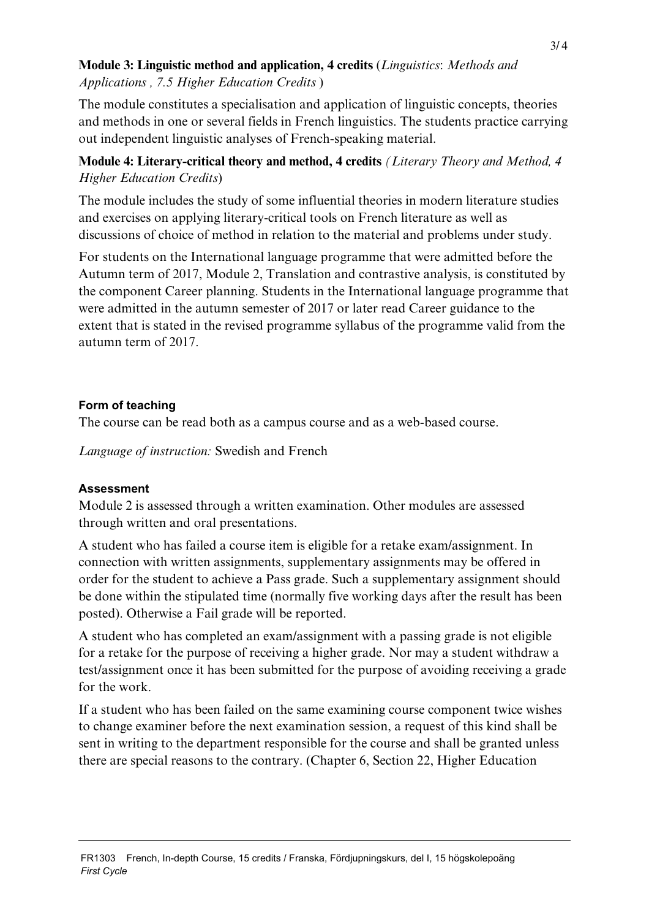**Module 3: Linguistic method and application, 4 credits** (*Linguistics*: *Methods and Applications , 7.5 Higher Education Credits* )

The module constitutes a specialisation and application of linguistic concepts, theories and methods in one or several fields in French linguistics. The students practice carrying out independent linguistic analyses of French-speaking material.

**Module 4: Literary-critical theory and method, 4 credits** *(Literary Theory and Method, 4 Higher Education Credits*)

The module includes the study of some influential theories in modern literature studies and exercises on applying literary-critical tools on French literature as well as discussions of choice of method in relation to the material and problems under study.

For students on the International language programme that were admitted before the Autumn term of 2017, Module 2, Translation and contrastive analysis, is constituted by the component Career planning. Students in the International language programme that were admitted in the autumn semester of 2017 or later read Career guidance to the extent that is stated in the revised programme syllabus of the programme valid from the autumn term of 2017.

### Form of teaching

The course can be read both as a campus course and as a web-based course.

*Language of instruction:* Swedish and French

### Assessment

Module 2 is assessed through a written examination. Other modules are assessed through written and oral presentations.

A student who has failed a course item is eligible for a retake exam/assignment. In connection with written assignments, supplementary assignments may be offered in order for the student to achieve a Pass grade. Such a supplementary assignment should be done within the stipulated time (normally five working days after the result has been posted). Otherwise a Fail grade will be reported.

A student who has completed an exam/assignment with a passing grade is not eligible for a retake for the purpose of receiving a higher grade. Nor may a student withdraw a test/assignment once it has been submitted for the purpose of avoiding receiving a grade for the work.

If a student who has been failed on the same examining course component twice wishes to change examiner before the next examination session, a request of this kind shall be sent in writing to the department responsible for the course and shall be granted unless there are special reasons to the contrary. (Chapter 6, Section 22, Higher Education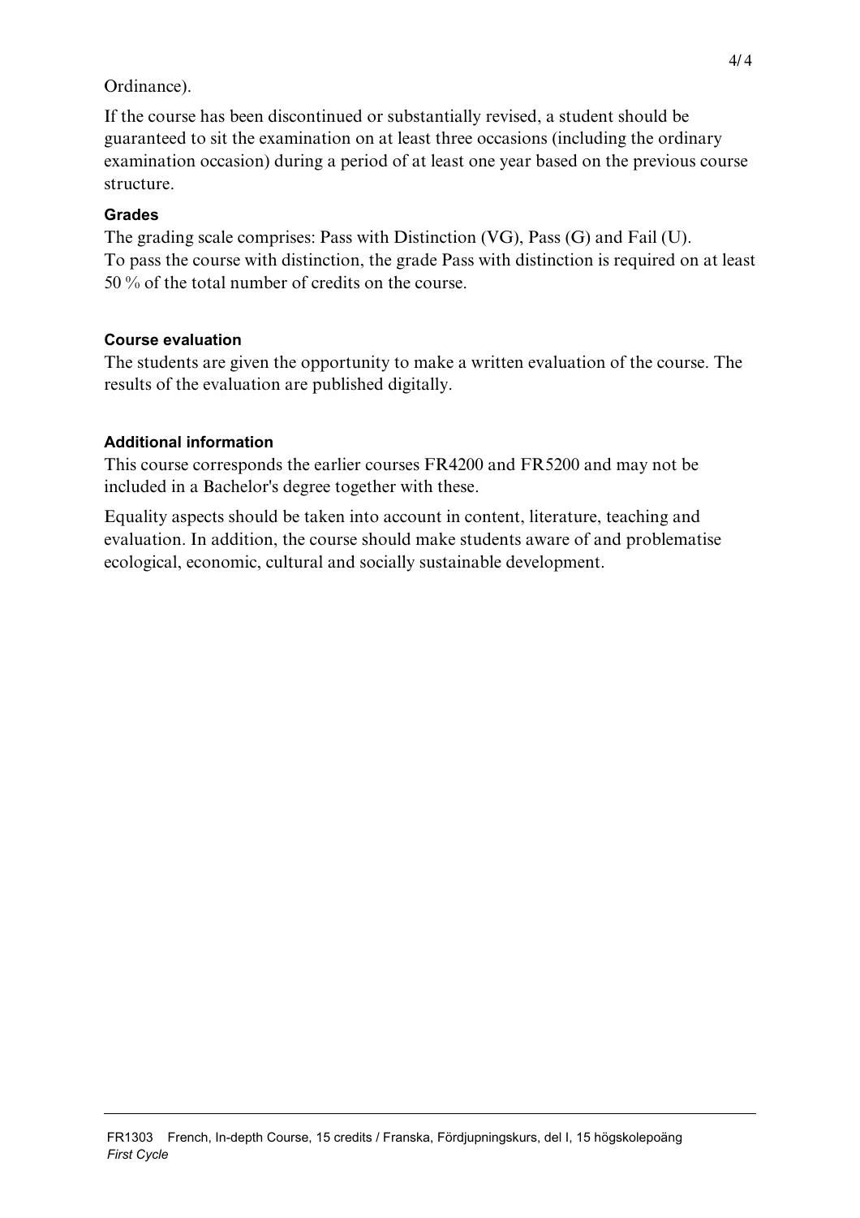Ordinance).

If the course has been discontinued or substantially revised, a student should be guaranteed to sit the examination on at least three occasions (including the ordinary examination occasion) during a period of at least one year based on the previous course structure.

### Grades

The grading scale comprises: Pass with Distinction (VG), Pass (G) and Fail (U).
To pass the course with distinction, the grade Pass with distinction is required on at least 50 % of the total number of credits on the course.

### Course evaluation

The students are given the opportunity to make a written evaluation of the course. The results of the evaluation are published digitally.

### Additional information

This course corresponds the earlier courses FR4200 and FR5200 and may not be included in a Bachelor's degree together with these.

Equality aspects should be taken into account in content, literature, teaching and evaluation. In addition, the course should make students aware of and problematise ecological, economic, cultural and socially sustainable development.